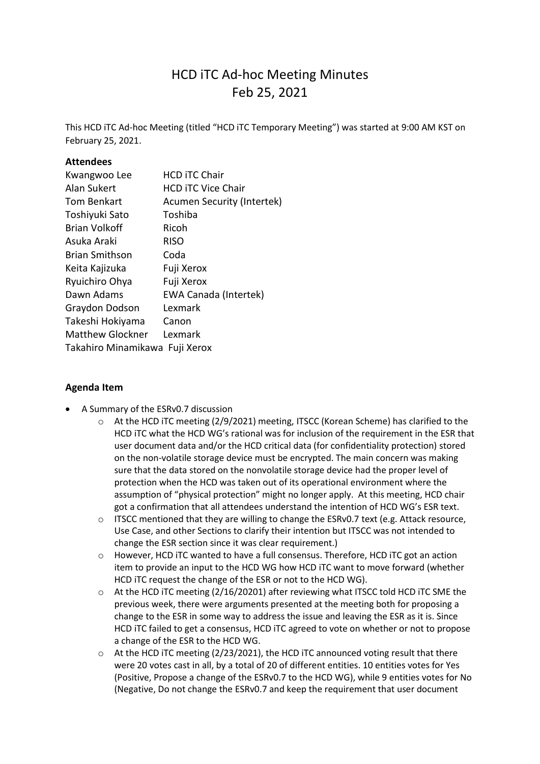# HCD iTC Ad-hoc Meeting Minutes
# Feb 25, 2021

This HCD iTC Ad-hoc Meeting (titled "HCD iTC Temporary Meeting") was started at 9:00 AM KST on February 25, 2021.

**Attendees**

| | |
|---|---|
| Kwangwoo Lee | HCD iTC Chair |
| Alan Sukert | HCD iTC Vice Chair |
| Tom Benkart | Acumen Security (Intertek) |
| Toshiyuki Sato | Toshiba |
| Brian Volkoff | Ricoh |
| Asuka Araki | RISO |
| Brian Smithson | Coda |
| Keita Kajizuka | Fuji Xerox |
| Ryuichiro Ohya | Fuji Xerox |
| Dawn Adams | EWA Canada (Intertek) |
| Graydon Dodson | Lexmark |
| Takeshi Hokiyama | Canon |
| Matthew Glockner | Lexmark |
| Takahiro Minamikawa | Fuji Xerox |

**Agenda Item**

- A Summary of the ESRv0.7 discussion
  - At the HCD iTC meeting (2/9/2021) meeting, ITSCC (Korean Scheme) has clarified to the HCD iTC what the HCD WG's rational was for inclusion of the requirement in the ESR that user document data and/or the HCD critical data (for confidentiality protection) stored on the non-volatile storage device must be encrypted. The main concern was making sure that the data stored on the nonvolatile storage device had the proper level of protection when the HCD was taken out of its operational environment where the assumption of "physical protection" might no longer apply. At this meeting, HCD chair got a confirmation that all attendees understand the intention of HCD WG's ESR text.
  - ITSCC mentioned that they are willing to change the ESRv0.7 text (e.g. Attack resource, Use Case, and other Sections to clarify their intention but ITSCC was not intended to change the ESR section since it was clear requirement.)
  - However, HCD iTC wanted to have a full consensus. Therefore, HCD iTC got an action item to provide an input to the HCD WG how HCD iTC want to move forward (whether HCD iTC request the change of the ESR or not to the HCD WG).
  - At the HCD iTC meeting (2/16/20201) after reviewing what ITSCC told HCD iTC SME the previous week, there were arguments presented at the meeting both for proposing a change to the ESR in some way to address the issue and leaving the ESR as it is. Since HCD iTC failed to get a consensus, HCD iTC agreed to vote on whether or not to propose a change of the ESR to the HCD WG.
  - At the HCD iTC meeting (2/23/2021), the HCD iTC announced voting result that there were 20 votes cast in all, by a total of 20 of different entities. 10 entities votes for Yes (Positive, Propose a change of the ESRv0.7 to the HCD WG), while 9 entities votes for No (Negative, Do not change the ESRv0.7 and keep the requirement that user document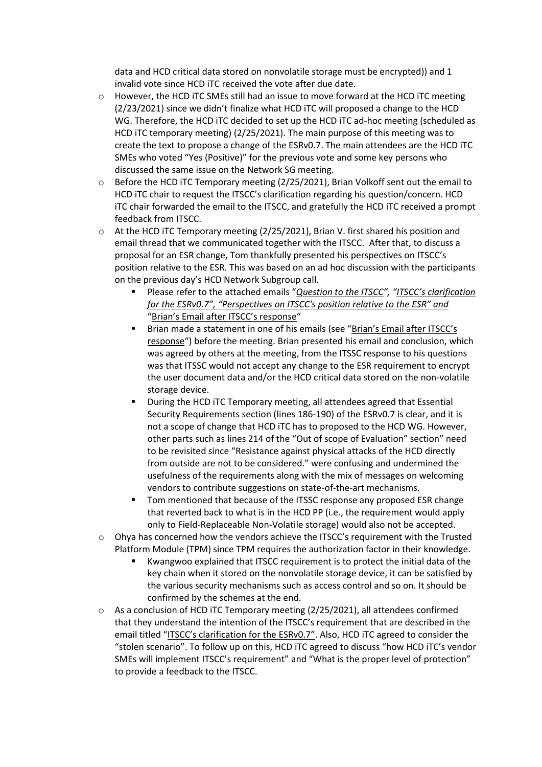data and HCD critical data stored on nonvolatile storage must be encrypted)) and 1 invalid vote since HCD iTC received the vote after due date.

- However, the HCD iTC SMEs still had an issue to move forward at the HCD iTC meeting (2/23/2021) since we didn't finalize what HCD iTC will proposed a change to the HCD WG. Therefore, the HCD iTC decided to set up the HCD iTC ad-hoc meeting (scheduled as HCD iTC temporary meeting) (2/25/2021). The main purpose of this meeting was to create the text to propose a change of the ESRv0.7. The main attendees are the HCD iTC SMEs who voted "Yes (Positive)" for the previous vote and some key persons who discussed the same issue on the Network SG meeting.
- Before the HCD iTC Temporary meeting (2/25/2021), Brian Volkoff sent out the email to HCD iTC chair to request the ITSCC's clarification regarding his question/concern. HCD iTC chair forwarded the email to the ITSCC, and gratefully the HCD iTC received a prompt feedback from ITSCC.
- At the HCD iTC Temporary meeting (2/25/2021), Brian V. first shared his position and email thread that we communicated together with the ITSCC. After that, to discuss a proposal for an ESR change, Tom thankfully presented his perspectives on ITSCC's position relative to the ESR. This was based on an ad hoc discussion with the participants on the previous day's HCD Network Subgroup call.
  - Please refer to the attached emails "*Question to the ITSCC", "ITSCC's clarification for the ESRv0.7", "Perspectives on ITSCC's position relative to the ESR" and* "Brian's Email after ITSCC's response"
  - Brian made a statement in one of his emails (see "Brian's Email after ITSCC's response") before the meeting. Brian presented his email and conclusion, which was agreed by others at the meeting, from the ITSSC response to his questions was that ITSSC would not accept any change to the ESR requirement to encrypt the user document data and/or the HCD critical data stored on the non-volatile storage device.
  - During the HCD iTC Temporary meeting, all attendees agreed that Essential Security Requirements section (lines 186-190) of the ESRv0.7 is clear, and it is not a scope of change that HCD iTC has to proposed to the HCD WG. However, other parts such as lines 214 of the "Out of scope of Evaluation" section" need to be revisited since "Resistance against physical attacks of the HCD directly from outside are not to be considered." were confusing and undermined the usefulness of the requirements along with the mix of messages on welcoming vendors to contribute suggestions on state-of-the-art mechanisms.
  - Tom mentioned that because of the ITSSC response any proposed ESR change that reverted back to what is in the HCD PP (i.e., the requirement would apply only to Field-Replaceable Non-Volatile storage) would also not be accepted.
- Ohya has concerned how the vendors achieve the ITSCC's requirement with the Trusted Platform Module (TPM) since TPM requires the authorization factor in their knowledge.
  - Kwangwoo explained that ITSCC requirement is to protect the initial data of the key chain when it stored on the nonvolatile storage device, it can be satisfied by the various security mechanisms such as access control and so on. It should be confirmed by the schemes at the end.
- As a conclusion of HCD iTC Temporary meeting (2/25/2021), all attendees confirmed that they understand the intention of the ITSCC's requirement that are described in the email titled "ITSCC's clarification for the ESRv0.7". Also, HCD iTC agreed to consider the "stolen scenario". To follow up on this, HCD iTC agreed to discuss "how HCD iTC's vendor SMEs will implement ITSCC's requirement" and "What is the proper level of protection" to provide a feedback to the ITSCC.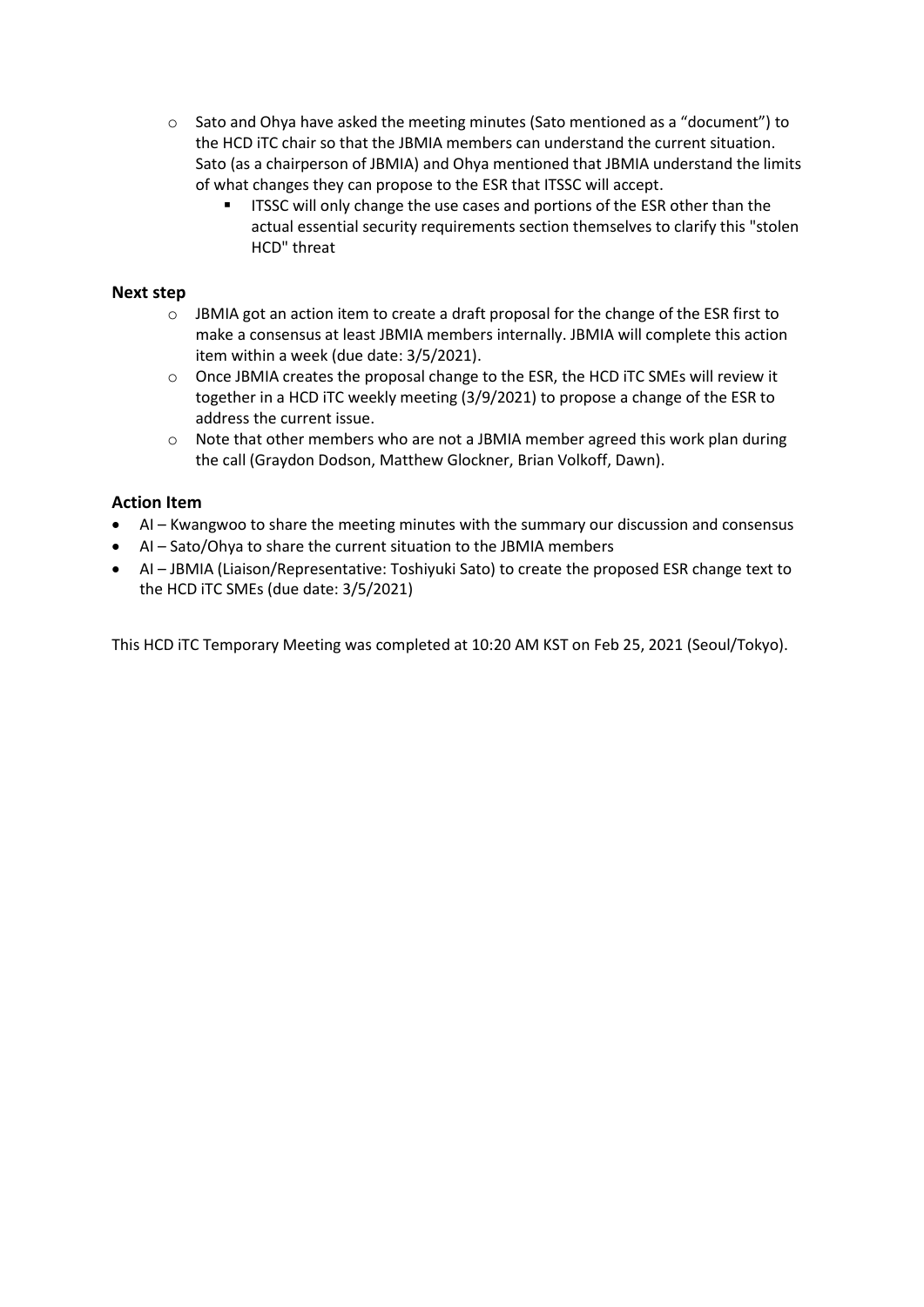- Sato and Ohya have asked the meeting minutes (Sato mentioned as a "document") to the HCD iTC chair so that the JBMIA members can understand the current situation. Sato (as a chairperson of JBMIA) and Ohya mentioned that JBMIA understand the limits of what changes they can propose to the ESR that ITSSC will accept.
  - ITSSC will only change the use cases and portions of the ESR other than the actual essential security requirements section themselves to clarify this "stolen HCD" threat

### Next step

- JBMIA got an action item to create a draft proposal for the change of the ESR first to make a consensus at least JBMIA members internally. JBMIA will complete this action item within a week (due date: 3/5/2021).
- Once JBMIA creates the proposal change to the ESR, the HCD iTC SMEs will review it together in a HCD iTC weekly meeting (3/9/2021) to propose a change of the ESR to address the current issue.
- Note that other members who are not a JBMIA member agreed this work plan during the call (Graydon Dodson, Matthew Glockner, Brian Volkoff, Dawn).

### Action Item

- AI – Kwangwoo to share the meeting minutes with the summary our discussion and consensus
- AI – Sato/Ohya to share the current situation to the JBMIA members
- AI – JBMIA (Liaison/Representative: Toshiyuki Sato) to create the proposed ESR change text to the HCD iTC SMEs (due date: 3/5/2021)

This HCD iTC Temporary Meeting was completed at 10:20 AM KST on Feb 25, 2021 (Seoul/Tokyo).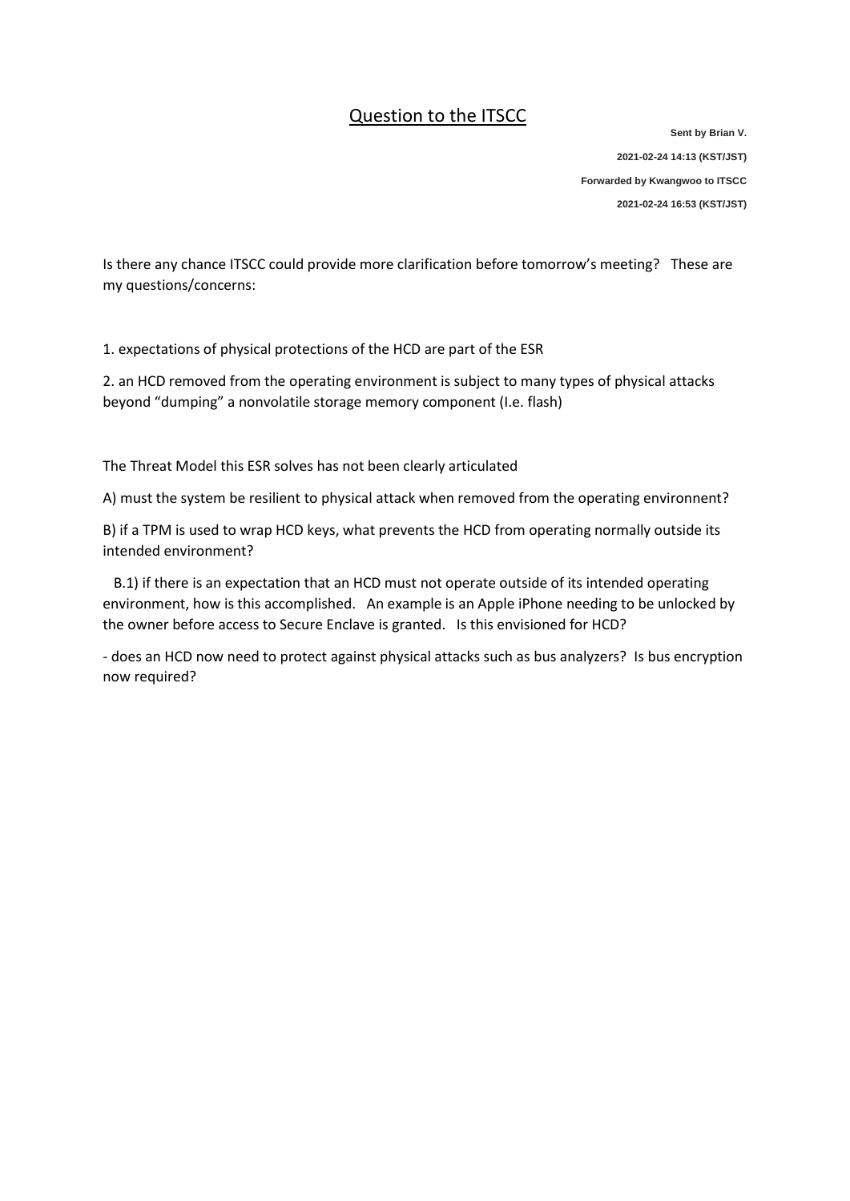# Question to the ITSCC

**Sent by Brian V.**

**2021-02-24 14:13 (KST/JST)**

**Forwarded by Kwangwoo to ITSCC**

**2021-02-24 16:53 (KST/JST)**

Is there any chance ITSCC could provide more clarification before tomorrow's meeting? These are my questions/concerns:

1. expectations of physical protections of the HCD are part of the ESR

2. an HCD removed from the operating environment is subject to many types of physical attacks beyond "dumping" a nonvolatile storage memory component (I.e. flash)

The Threat Model this ESR solves has not been clearly articulated

A) must the system be resilient to physical attack when removed from the operating environnent?

B) if a TPM is used to wrap HCD keys, what prevents the HCD from operating normally outside its intended environment?

B.1) if there is an expectation that an HCD must not operate outside of its intended operating environment, how is this accomplished. An example is an Apple iPhone needing to be unlocked by the owner before access to Secure Enclave is granted. Is this envisioned for HCD?

- does an HCD now need to protect against physical attacks such as bus analyzers? Is bus encryption now required?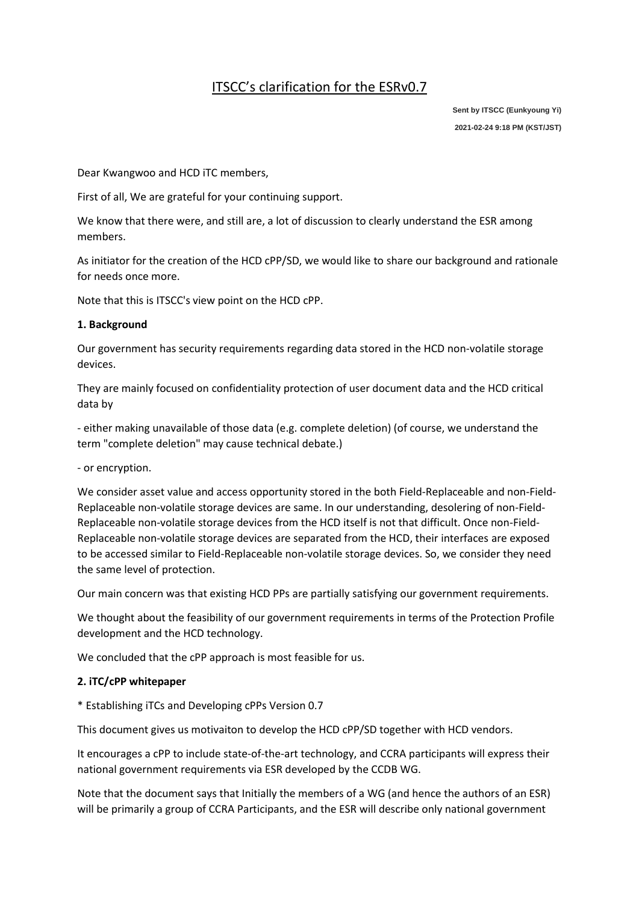# ITSCC's clarification for the ESRv0.7

**Sent by ITSCC (Eunkyoung Yi)**

**2021-02-24 9:18 PM (KST/JST)**

Dear Kwangwoo and HCD iTC members,

First of all, We are grateful for your continuing support.

We know that there were, and still are, a lot of discussion to clearly understand the ESR among members.

As initiator for the creation of the HCD cPP/SD, we would like to share our background and rationale for needs once more.

Note that this is ITSCC's view point on the HCD cPP.

**1. Background**

Our government has security requirements regarding data stored in the HCD non-volatile storage devices.

They are mainly focused on confidentiality protection of user document data and the HCD critical data by

- either making unavailable of those data (e.g. complete deletion) (of course, we understand the term "complete deletion" may cause technical debate.)

- or encryption.

We consider asset value and access opportunity stored in the both Field-Replaceable and non-Field-Replaceable non-volatile storage devices are same. In our understanding, desolering of non-Field-Replaceable non-volatile storage devices from the HCD itself is not that difficult. Once non-Field-Replaceable non-volatile storage devices are separated from the HCD, their interfaces are exposed to be accessed similar to Field-Replaceable non-volatile storage devices. So, we consider they need the same level of protection.

Our main concern was that existing HCD PPs are partially satisfying our government requirements.

We thought about the feasibility of our government requirements in terms of the Protection Profile development and the HCD technology.

We concluded that the cPP approach is most feasible for us.

**2. iTC/cPP whitepaper**

* Establishing iTCs and Developing cPPs Version 0.7

This document gives us motivaiton to develop the HCD cPP/SD together with HCD vendors.

It encourages a cPP to include state-of-the-art technology, and CCRA participants will express their national government requirements via ESR developed by the CCDB WG.

Note that the document says that Initially the members of a WG (and hence the authors of an ESR) will be primarily a group of CCRA Participants, and the ESR will describe only national government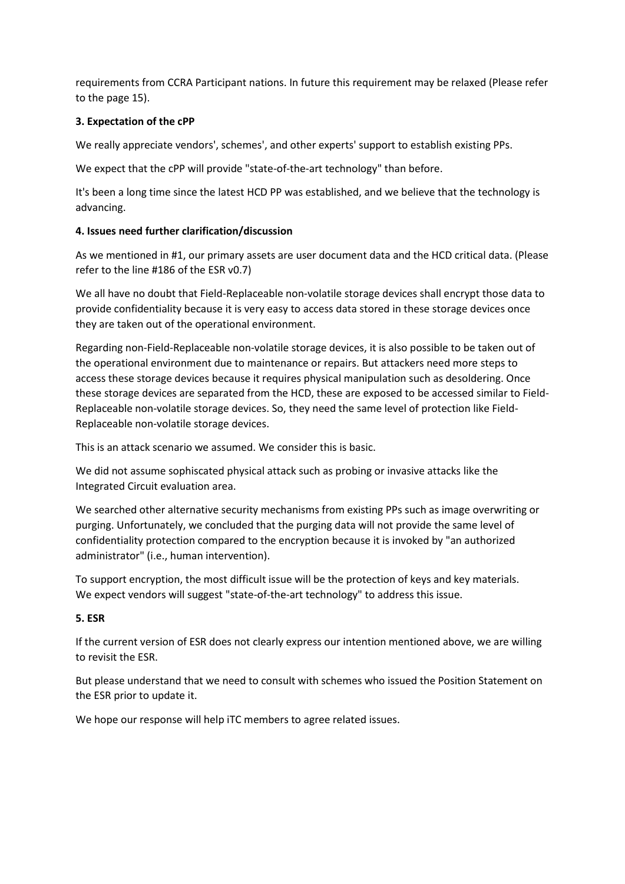requirements from CCRA Participant nations. In future this requirement may be relaxed (Please refer to the page 15).

**3. Expectation of the cPP**

We really appreciate vendors', schemes', and other experts' support to establish existing PPs.

We expect that the cPP will provide "state-of-the-art technology" than before.

It's been a long time since the latest HCD PP was established, and we believe that the technology is advancing.

**4. Issues need further clarification/discussion**

As we mentioned in #1, our primary assets are user document data and the HCD critical data. (Please refer to the line #186 of the ESR v0.7)

We all have no doubt that Field-Replaceable non-volatile storage devices shall encrypt those data to provide confidentiality because it is very easy to access data stored in these storage devices once they are taken out of the operational environment.

Regarding non-Field-Replaceable non-volatile storage devices, it is also possible to be taken out of the operational environment due to maintenance or repairs. But attackers need more steps to access these storage devices because it requires physical manipulation such as desoldering. Once these storage devices are separated from the HCD, these are exposed to be accessed similar to Field-Replaceable non-volatile storage devices. So, they need the same level of protection like Field-Replaceable non-volatile storage devices.

This is an attack scenario we assumed. We consider this is basic.

We did not assume sophiscated physical attack such as probing or invasive attacks like the Integrated Circuit evaluation area.

We searched other alternative security mechanisms from existing PPs such as image overwriting or purging. Unfortunately, we concluded that the purging data will not provide the same level of confidentiality protection compared to the encryption because it is invoked by "an authorized administrator" (i.e., human intervention).

To support encryption, the most difficult issue will be the protection of keys and key materials. We expect vendors will suggest "state-of-the-art technology" to address this issue.

**5. ESR**

If the current version of ESR does not clearly express our intention mentioned above, we are willing to revisit the ESR.

But please understand that we need to consult with schemes who issued the Position Statement on the ESR prior to update it.

We hope our response will help iTC members to agree related issues.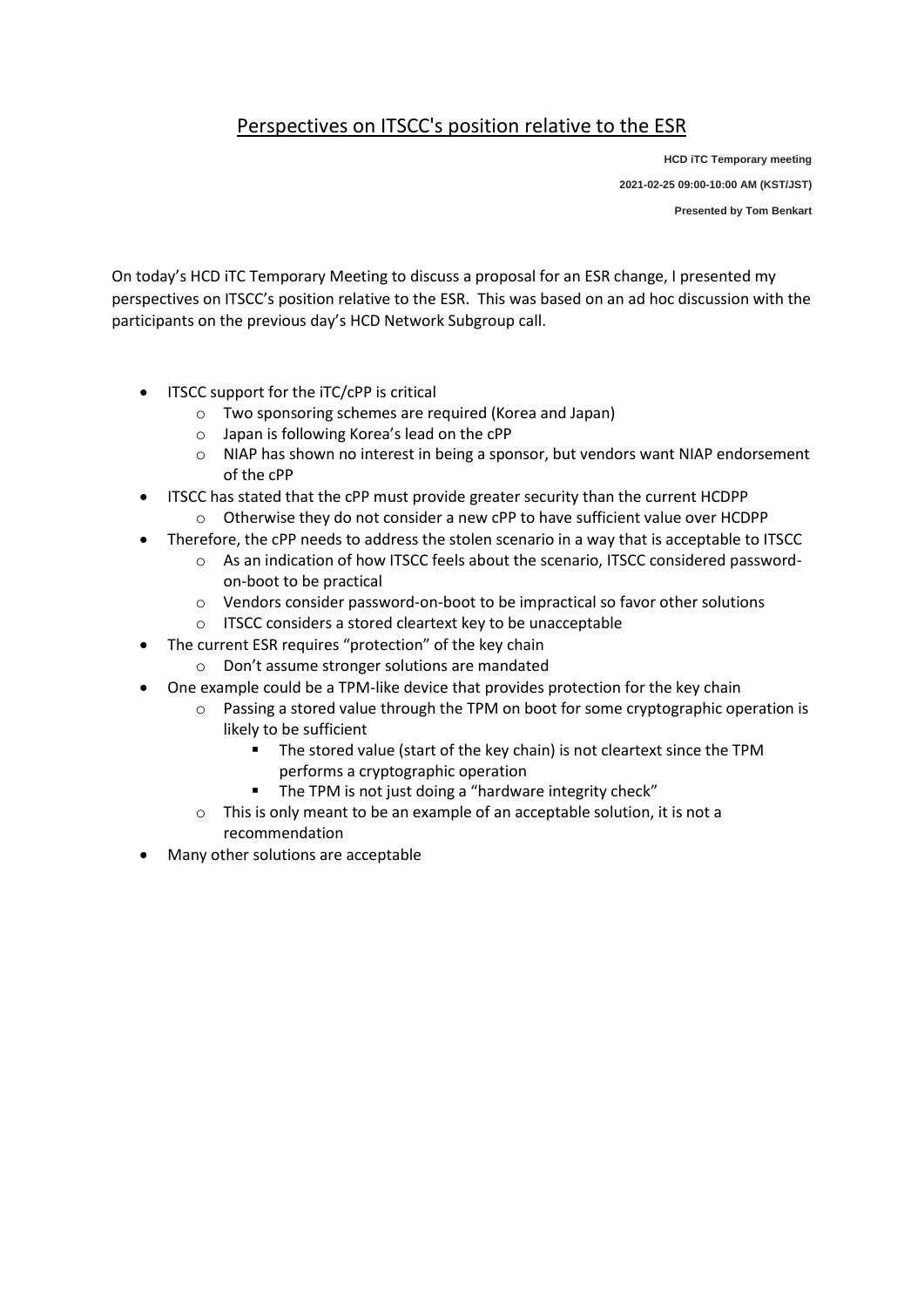# Perspectives on ITSCC's position relative to the ESR

**HCD iTC Temporary meeting**

**2021-02-25 09:00-10:00 AM (KST/JST)**

**Presented by Tom Benkart**

On today's HCD iTC Temporary Meeting to discuss a proposal for an ESR change, I presented my perspectives on ITSCC's position relative to the ESR. This was based on an ad hoc discussion with the participants on the previous day's HCD Network Subgroup call.

- ITSCC support for the iTC/cPP is critical
  - Two sponsoring schemes are required (Korea and Japan)
  - Japan is following Korea's lead on the cPP
  - NIAP has shown no interest in being a sponsor, but vendors want NIAP endorsement of the cPP
- ITSCC has stated that the cPP must provide greater security than the current HCDPP
  - Otherwise they do not consider a new cPP to have sufficient value over HCDPP
- Therefore, the cPP needs to address the stolen scenario in a way that is acceptable to ITSCC
  - As an indication of how ITSCC feels about the scenario, ITSCC considered password-on-boot to be practical
  - Vendors consider password-on-boot to be impractical so favor other solutions
  - ITSCC considers a stored cleartext key to be unacceptable
- The current ESR requires "protection" of the key chain
  - Don't assume stronger solutions are mandated
- One example could be a TPM-like device that provides protection for the key chain
  - Passing a stored value through the TPM on boot for some cryptographic operation is likely to be sufficient
    - The stored value (start of the key chain) is not cleartext since the TPM performs a cryptographic operation
    - The TPM is not just doing a "hardware integrity check"
  - This is only meant to be an example of an acceptable solution, it is not a recommendation
- Many other solutions are acceptable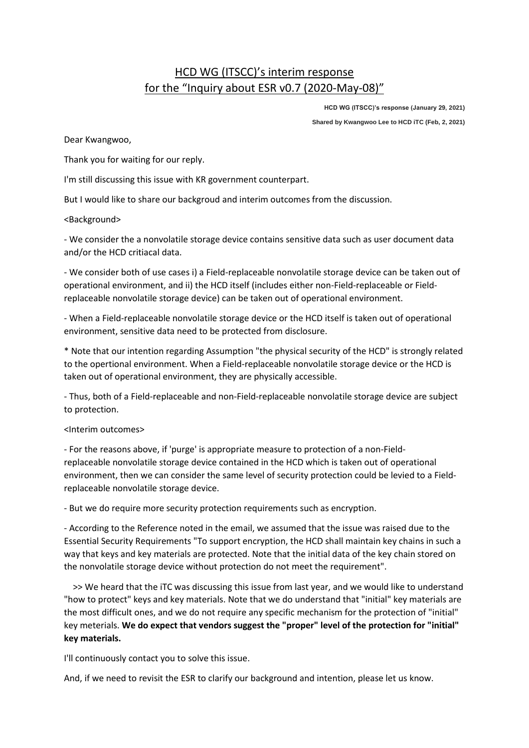# HCD WG (ITSCC)'s interim response for the "Inquiry about ESR v0.7 (2020-May-08)"

**HCD WG (ITSCC)'s response (January 29, 2021)**

**Shared by Kwangwoo Lee to HCD iTC (Feb, 2, 2021)**

Dear Kwangwoo,

Thank you for waiting for our reply.

I'm still discussing this issue with KR government counterpart.

But I would like to share our backgroud and interim outcomes from the discussion.

<Background>

- We consider the a nonvolatile storage device contains sensitive data such as user document data and/or the HCD critiacal data.

- We consider both of use cases i) a Field-replaceable nonvolatile storage device can be taken out of operational environment, and ii) the HCD itself (includes either non-Field-replaceable or Field-replaceable nonvolatile storage device) can be taken out of operational environment.

- When a Field-replaceable nonvolatile storage device or the HCD itself is taken out of operational environment, sensitive data need to be protected from disclosure.

* Note that our intention regarding Assumption "the physical security of the HCD" is strongly related to the opertional environment. When a Field-replaceable nonvolatile storage device or the HCD is taken out of operational environment, they are physically accessible.

- Thus, both of a Field-replaceable and non-Field-replaceable nonvolatile storage device are subject to protection.

<Interim outcomes>

- For the reasons above, if 'purge' is appropriate measure to protection of a non-Field-replaceable nonvolatile storage device contained in the HCD which is taken out of operational environment, then we can consider the same level of security protection could be levied to a Field-replaceable nonvolatile storage device.

- But we do require more security protection requirements such as encryption.

- According to the Reference noted in the email, we assumed that the issue was raised due to the Essential Security Requirements "To support encryption, the HCD shall maintain key chains in such a way that keys and key materials are protected. Note that the initial data of the key chain stored on the nonvolatile storage device without protection do not meet the requirement".

>> We heard that the iTC was discussing this issue from last year, and we would like to understand "how to protect" keys and key materials. Note that we do understand that "initial" key materials are the most difficult ones, and we do not require any specific mechanism for the protection of "initial" key meterials. **We do expect that vendors suggest the "proper" level of the protection for "initial" key materials.**

I'll continuously contact you to solve this issue.

And, if we need to revisit the ESR to clarify our background and intention, please let us know.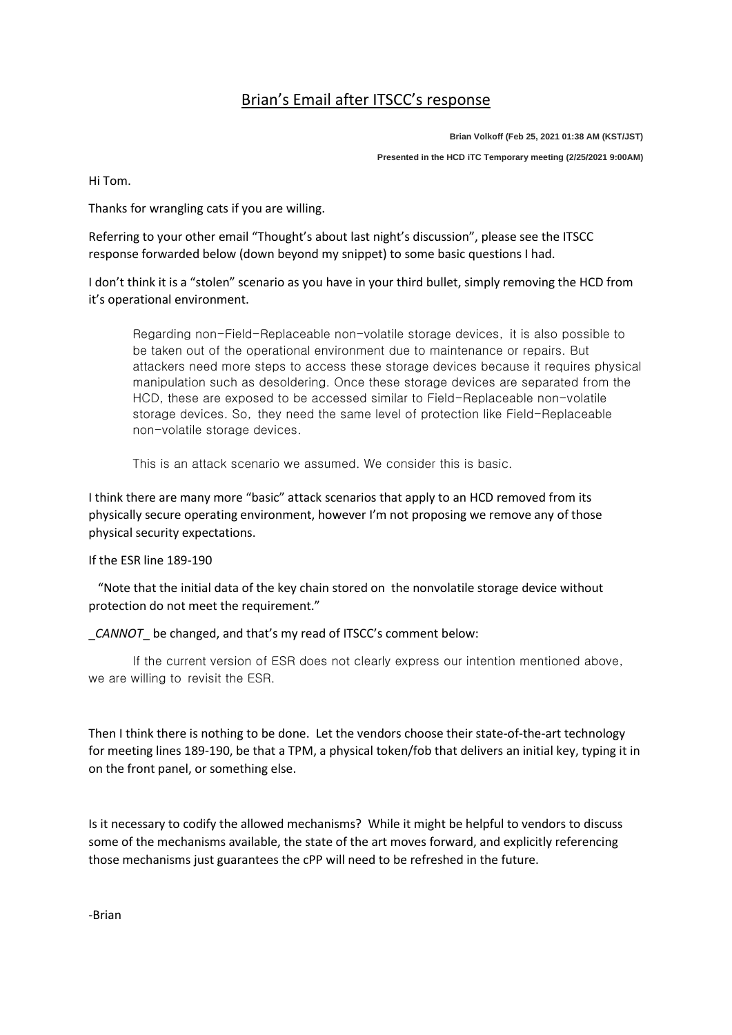# Brian's Email after ITSCC's response

**Brian Volkoff (Feb 25, 2021 01:38 AM (KST/JST)**

**Presented in the HCD iTC Temporary meeting (2/25/2021 9:00AM)**

Hi Tom.

Thanks for wrangling cats if you are willing.

Referring to your other email "Thought's about last night's discussion", please see the ITSCC response forwarded below (down beyond my snippet) to some basic questions I had.

I don't think it is a "stolen" scenario as you have in your third bullet, simply removing the HCD from it's operational environment.

> Regarding non-Field-Replaceable non-volatile storage devices, it is also possible to be taken out of the operational environment due to maintenance or repairs. But attackers need more steps to access these storage devices because it requires physical manipulation such as desoldering. Once these storage devices are separated from the HCD, these are exposed to be accessed similar to Field-Replaceable non-volatile storage devices. So, they need the same level of protection like Field-Replaceable non-volatile storage devices.
>
> This is an attack scenario we assumed. We consider this is basic.

I think there are many more "basic" attack scenarios that apply to an HCD removed from its physically secure operating environment, however I'm not proposing we remove any of those physical security expectations.

If the ESR line 189-190

"Note that the initial data of the key chain stored on the nonvolatile storage device without protection do not meet the requirement."

_*CANNOT*_ be changed, and that's my read of ITSCC's comment below:

> If the current version of ESR does not clearly express our intention mentioned above, we are willing to revisit the ESR.

Then I think there is nothing to be done. Let the vendors choose their state-of-the-art technology for meeting lines 189-190, be that a TPM, a physical token/fob that delivers an initial key, typing it in on the front panel, or something else.

Is it necessary to codify the allowed mechanisms? While it might be helpful to vendors to discuss some of the mechanisms available, the state of the art moves forward, and explicitly referencing those mechanisms just guarantees the cPP will need to be refreshed in the future.

-Brian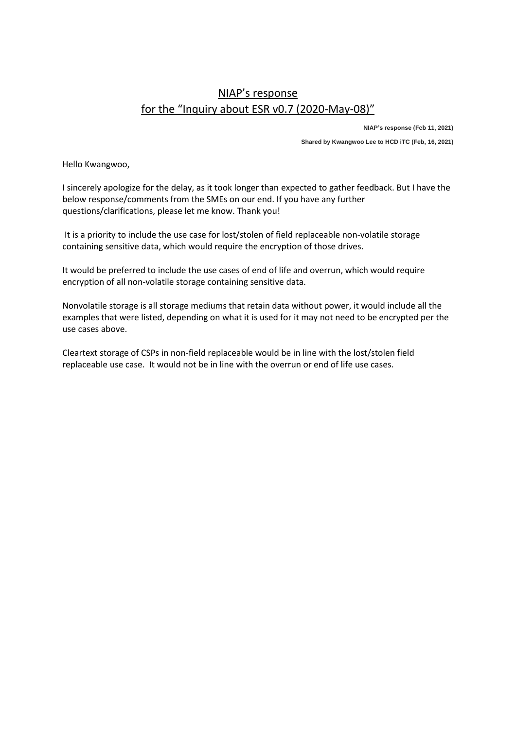# NIAP's response
# for the "Inquiry about ESR v0.7 (2020-May-08)"

**NIAP's response (Feb 11, 2021)**

**Shared by Kwangwoo Lee to HCD iTC (Feb, 16, 2021)**

Hello Kwangwoo,

I sincerely apologize for the delay, as it took longer than expected to gather feedback. But I have the below response/comments from the SMEs on our end. If you have any further questions/clarifications, please let me know. Thank you!

It is a priority to include the use case for lost/stolen of field replaceable non-volatile storage containing sensitive data, which would require the encryption of those drives.

It would be preferred to include the use cases of end of life and overrun, which would require encryption of all non-volatile storage containing sensitive data.

Nonvolatile storage is all storage mediums that retain data without power, it would include all the examples that were listed, depending on what it is used for it may not need to be encrypted per the use cases above.

Cleartext storage of CSPs in non-field replaceable would be in line with the lost/stolen field replaceable use case. It would not be in line with the overrun or end of life use cases.